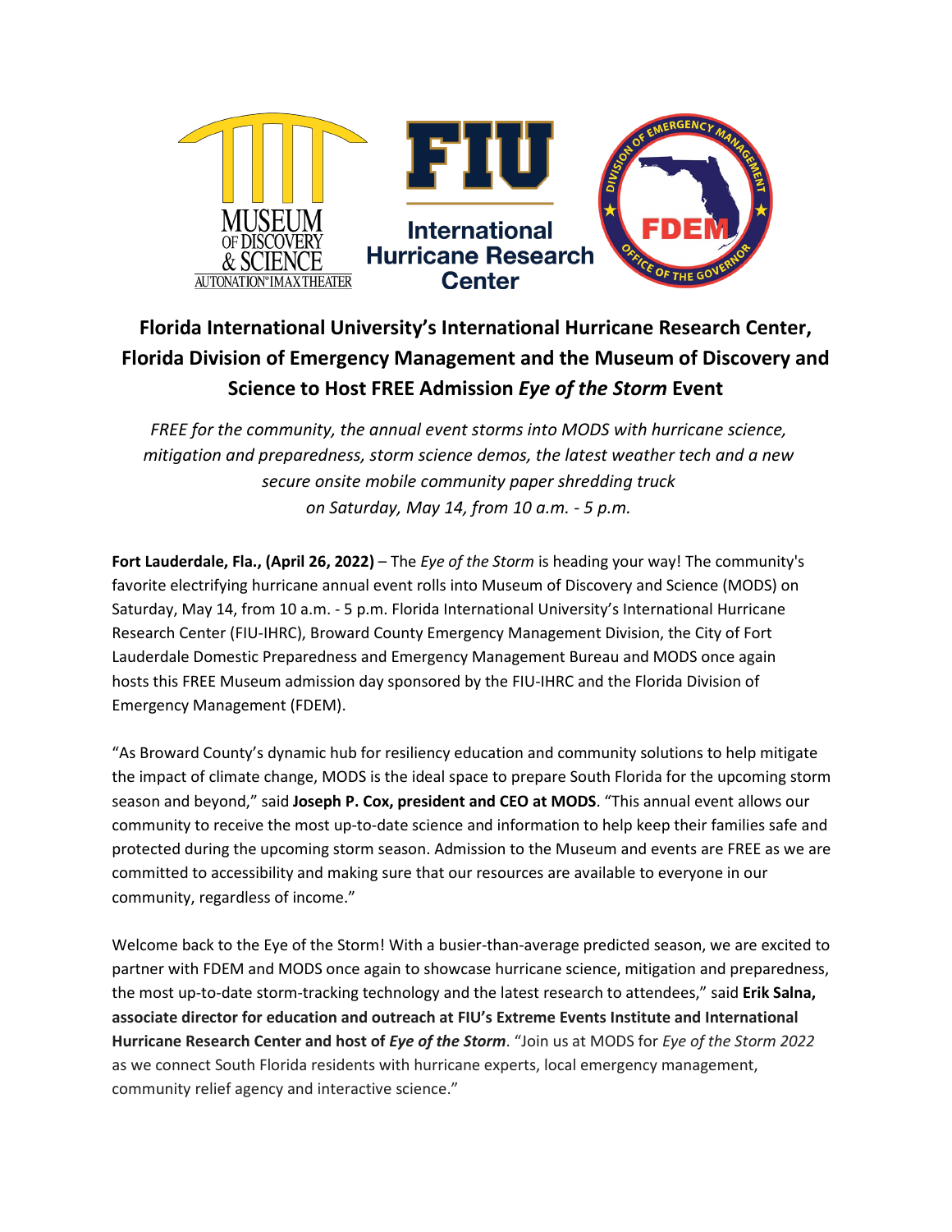# Florida International University's International Hurricane Research Center, Florida Division of Emergency Management and the Museum of Discovery and Science to Host FREE Admission *Eye of the Storm* Event

*FREE for the community, the annual event storms into MODS with hurricane science, mitigation and preparedness, storm science demos, the latest weather tech and a new secure onsite mobile community paper shredding truck on Saturday, May 14, from 10 a.m. - 5 p.m.*

**Fort Lauderdale, Fla., (April 26, 2022)** – The *Eye of the Storm* is heading your way! The community's favorite electrifying hurricane annual event rolls into Museum of Discovery and Science (MODS) on Saturday, May 14, from 10 a.m. - 5 p.m. Florida International University's International Hurricane Research Center (FIU-IHRC), Broward County Emergency Management Division, the City of Fort Lauderdale Domestic Preparedness and Emergency Management Bureau and MODS once again hosts this FREE Museum admission day sponsored by the FIU-IHRC and the Florida Division of Emergency Management (FDEM).

"As Broward County's dynamic hub for resiliency education and community solutions to help mitigate the impact of climate change, MODS is the ideal space to prepare South Florida for the upcoming storm season and beyond," said **Joseph P. Cox, president and CEO at MODS**. "This annual event allows our community to receive the most up-to-date science and information to help keep their families safe and protected during the upcoming storm season. Admission to the Museum and events are FREE as we are committed to accessibility and making sure that our resources are available to everyone in our community, regardless of income."

Welcome back to the Eye of the Storm! With a busier-than-average predicted season, we are excited to partner with FDEM and MODS once again to showcase hurricane science, mitigation and preparedness, the most up-to-date storm-tracking technology and the latest research to attendees," said **Erik Salna, associate director for education and outreach at FIU's Extreme Events Institute and International Hurricane Research Center and host of *Eye of the Storm***. "Join us at MODS for *Eye of the Storm 2022* as we connect South Florida residents with hurricane experts, local emergency management, community relief agency and interactive science."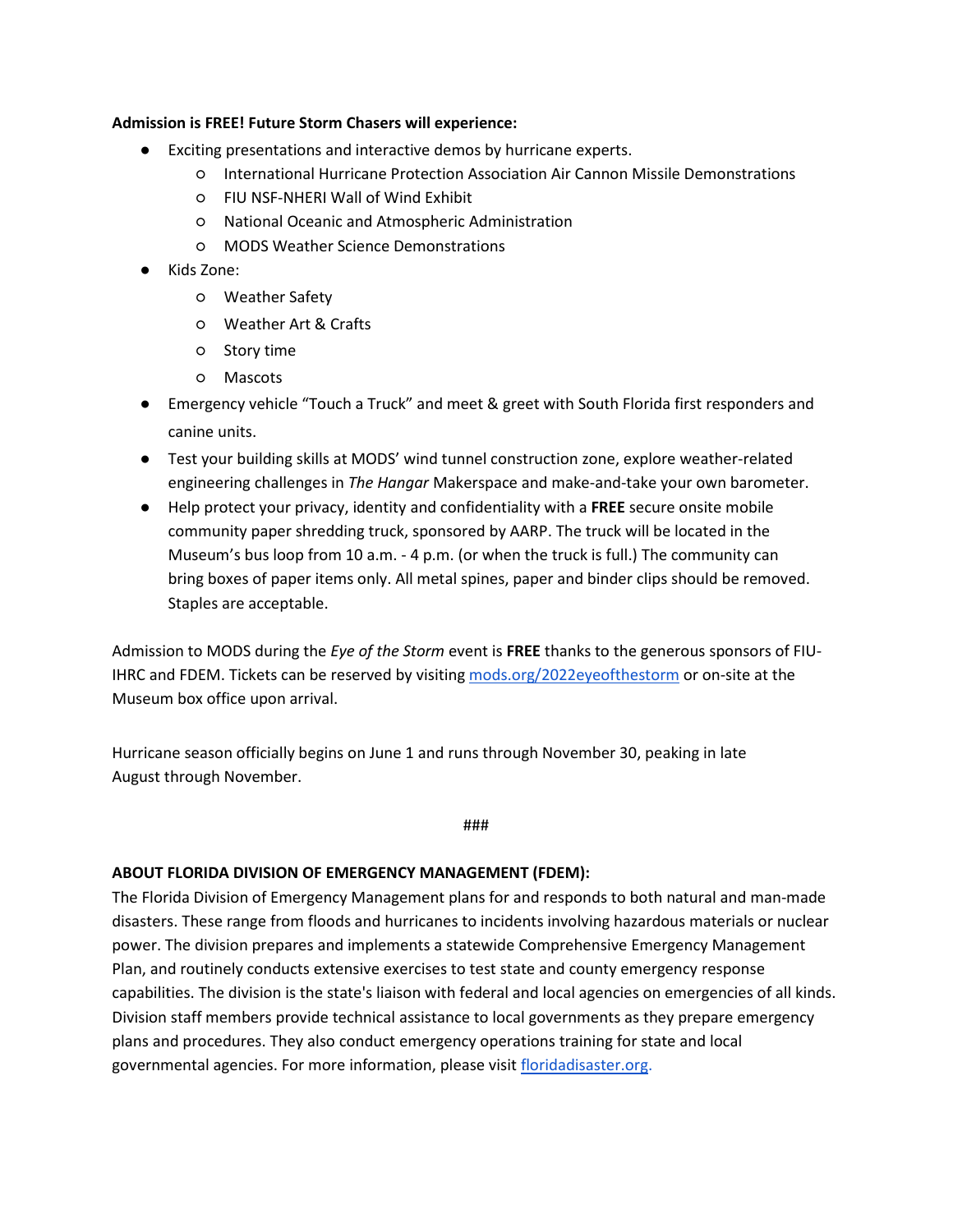**Admission is FREE! Future Storm Chasers will experience:**

- Exciting presentations and interactive demos by hurricane experts.
    - International Hurricane Protection Association Air Cannon Missile Demonstrations
    - FIU NSF-NHERI Wall of Wind Exhibit
    - National Oceanic and Atmospheric Administration
    - MODS Weather Science Demonstrations
- Kids Zone:
    - Weather Safety
    - Weather Art & Crafts
    - Story time
    - Mascots
- Emergency vehicle "Touch a Truck" and meet & greet with South Florida first responders and canine units.
- Test your building skills at MODS' wind tunnel construction zone, explore weather-related engineering challenges in *The Hangar* Makerspace and make-and-take your own barometer.
- Help protect your privacy, identity and confidentiality with a **FREE** secure onsite mobile community paper shredding truck, sponsored by AARP. The truck will be located in the Museum's bus loop from 10 a.m. - 4 p.m. (or when the truck is full.) The community can bring boxes of paper items only. All metal spines, paper and binder clips should be removed. Staples are acceptable.

Admission to MODS during the *Eye of the Storm* event is **FREE** thanks to the generous sponsors of FIU-IHRC and FDEM. Tickets can be reserved by visiting [mods.org/2022eyeofthestorm](mods.org/2022eyeofthestorm) or on-site at the Museum box office upon arrival.

Hurricane season officially begins on June 1 and runs through November 30, peaking in late August through November.

###

**ABOUT FLORIDA DIVISION OF EMERGENCY MANAGEMENT (FDEM):**

The Florida Division of Emergency Management plans for and responds to both natural and man-made disasters. These range from floods and hurricanes to incidents involving hazardous materials or nuclear power. The division prepares and implements a statewide Comprehensive Emergency Management Plan, and routinely conducts extensive exercises to test state and county emergency response capabilities. The division is the state's liaison with federal and local agencies on emergencies of all kinds. Division staff members provide technical assistance to local governments as they prepare emergency plans and procedures. They also conduct emergency operations training for state and local governmental agencies. For more information, please visit [floridadisaster.org](floridadisaster.org).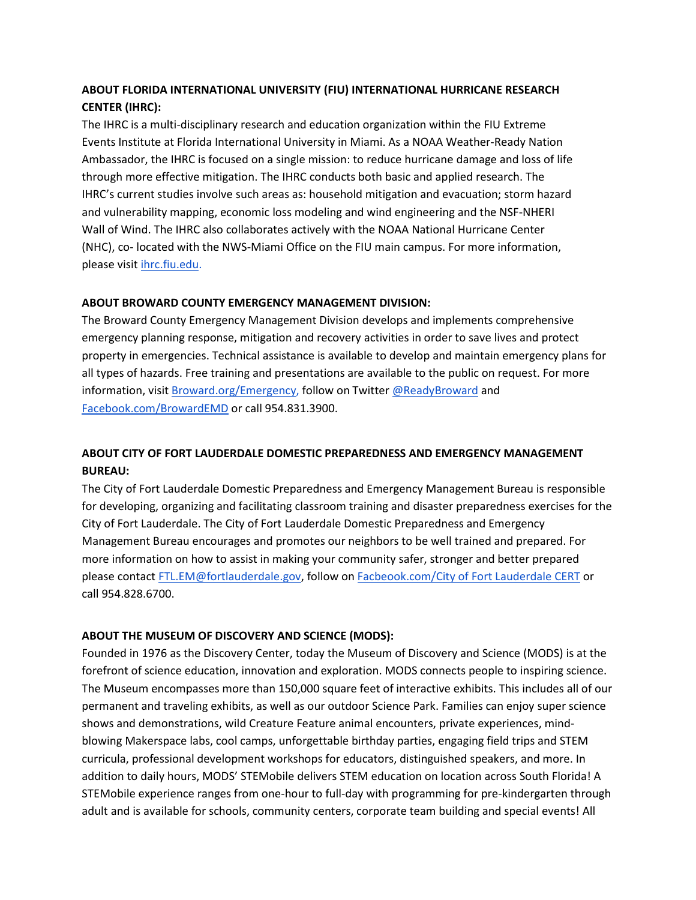**ABOUT FLORIDA INTERNATIONAL UNIVERSITY (FIU) INTERNATIONAL HURRICANE RESEARCH CENTER (IHRC):**

The IHRC is a multi-disciplinary research and education organization within the FIU Extreme Events Institute at Florida International University in Miami. As a NOAA Weather-Ready Nation Ambassador, the IHRC is focused on a single mission: to reduce hurricane damage and loss of life through more effective mitigation. The IHRC conducts both basic and applied research. The IHRC's current studies involve such areas as: household mitigation and evacuation; storm hazard and vulnerability mapping, economic loss modeling and wind engineering and the NSF-NHERI Wall of Wind. The IHRC also collaborates actively with the NOAA National Hurricane Center (NHC), co- located with the NWS-Miami Office on the FIU main campus. For more information, please visit [ihrc.fiu.edu.](ihrc.fiu.edu)

**ABOUT BROWARD COUNTY EMERGENCY MANAGEMENT DIVISION:**

The Broward County Emergency Management Division develops and implements comprehensive emergency planning response, mitigation and recovery activities in order to save lives and protect property in emergencies. Technical assistance is available to develop and maintain emergency plans for all types of hazards. Free training and presentations are available to the public on request. For more information, visit [Broward.org/Emergency,](Broward.org/Emergency) follow on Twitter [@ReadyBroward](@ReadyBroward) and [Facebook.com/BrowardEMD](Facebook.com/BrowardEMD) or call 954.831.3900.

**ABOUT CITY OF FORT LAUDERDALE DOMESTIC PREPAREDNESS AND EMERGENCY MANAGEMENT BUREAU:**

The City of Fort Lauderdale Domestic Preparedness and Emergency Management Bureau is responsible for developing, organizing and facilitating classroom training and disaster preparedness exercises for the City of Fort Lauderdale. The City of Fort Lauderdale Domestic Preparedness and Emergency Management Bureau encourages and promotes our neighbors to be well trained and prepared. For more information on how to assist in making your community safer, stronger and better prepared please contact [FTL.EM@fortlauderdale.gov](FTL.EM@fortlauderdale.gov), follow on [Facbeook.com/City of Fort Lauderdale CERT](Facbeook.com/City of Fort Lauderdale CERT) or call 954.828.6700.

**ABOUT THE MUSEUM OF DISCOVERY AND SCIENCE (MODS):**

Founded in 1976 as the Discovery Center, today the Museum of Discovery and Science (MODS) is at the forefront of science education, innovation and exploration. MODS connects people to inspiring science. The Museum encompasses more than 150,000 square feet of interactive exhibits. This includes all of our permanent and traveling exhibits, as well as our outdoor Science Park. Families can enjoy super science shows and demonstrations, wild Creature Feature animal encounters, private experiences, mind-blowing Makerspace labs, cool camps, unforgettable birthday parties, engaging field trips and STEM curricula, professional development workshops for educators, distinguished speakers, and more. In addition to daily hours, MODS' STEMobile delivers STEM education on location across South Florida! A STEMobile experience ranges from one-hour to full-day with programming for pre-kindergarten through adult and is available for schools, community centers, corporate team building and special events! All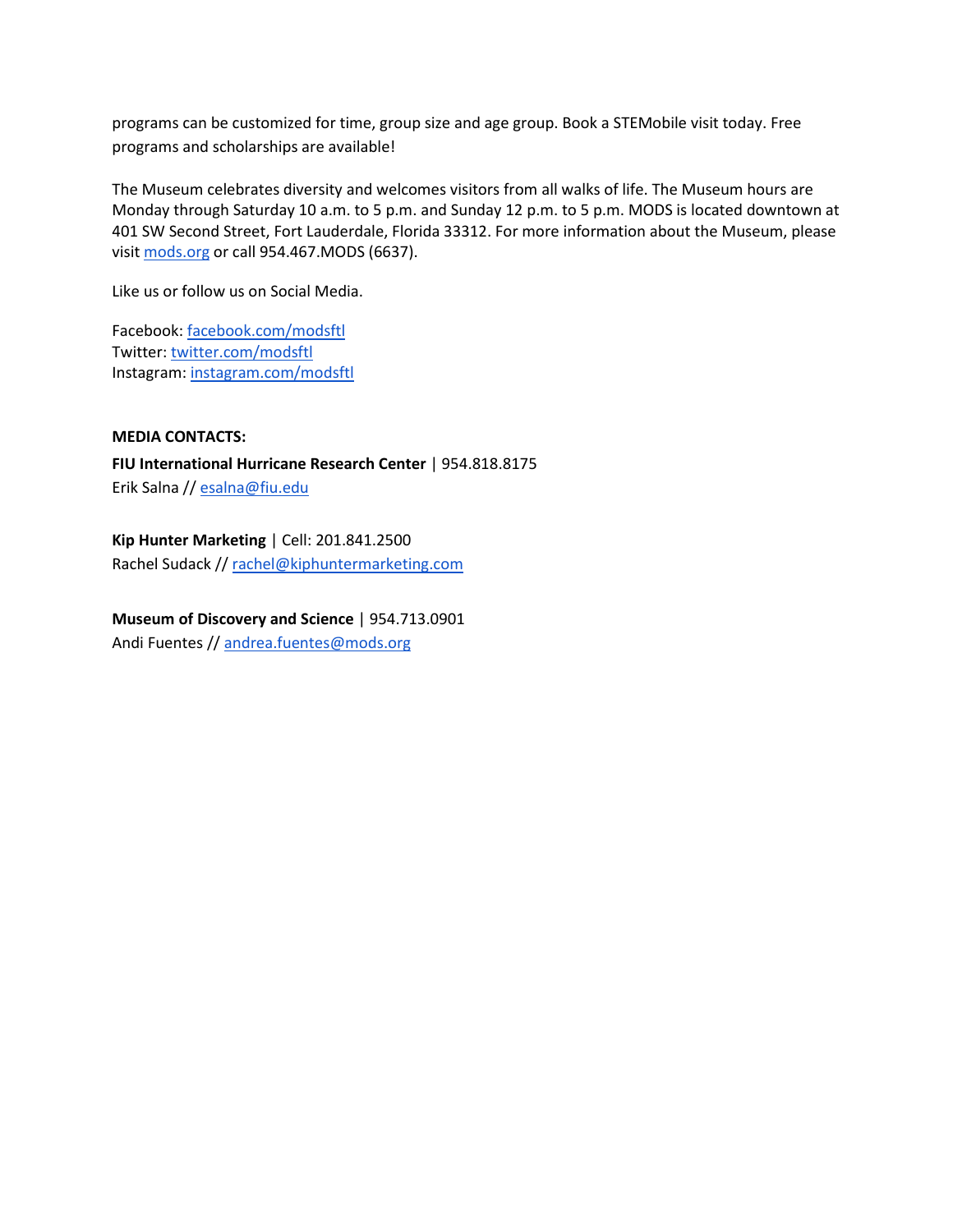programs can be customized for time, group size and age group. Book a STEMobile visit today. Free programs and scholarships are available!

The Museum celebrates diversity and welcomes visitors from all walks of life. The Museum hours are Monday through Saturday 10 a.m. to 5 p.m. and Sunday 12 p.m. to 5 p.m. MODS is located downtown at 401 SW Second Street, Fort Lauderdale, Florida 33312. For more information about the Museum, please visit mods.org or call 954.467.MODS (6637).

Like us or follow us on Social Media.

Facebook: facebook.com/modsftl
Twitter: twitter.com/modsftl
Instagram: instagram.com/modsftl

**MEDIA CONTACTS:**

**FIU International Hurricane Research Center** | 954.818.8175
Erik Salna // esalna@fiu.edu

**Kip Hunter Marketing** | Cell: 201.841.2500
Rachel Sudack // rachel@kiphuntermarketing.com

**Museum of Discovery and Science** | 954.713.0901
Andi Fuentes // andrea.fuentes@mods.org